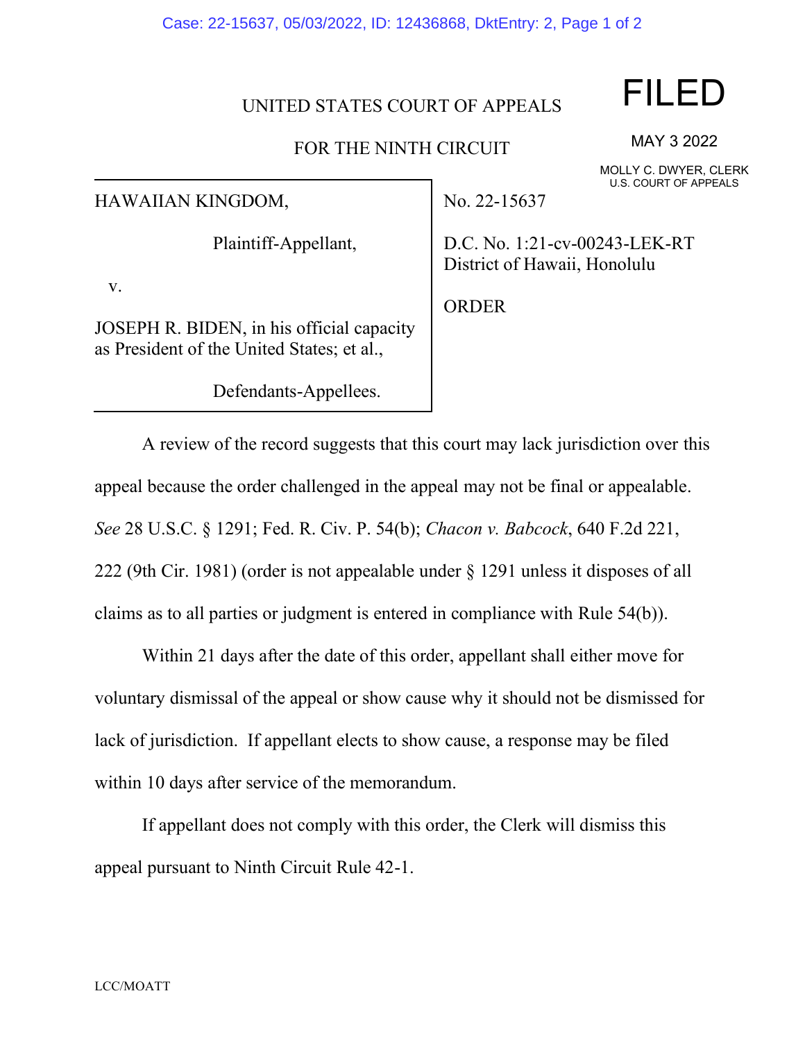FILED

MAY 3 2022

MOLLY C. DWYER, CLERK
U.S. COURT OF APPEALS

UNITED STATES COURT OF APPEALS

FOR THE NINTH CIRCUIT

| | |
|---|---|
| HAWAIIAN KINGDOM,<br><br>Plaintiff-Appellant,<br><br>v.<br><br>JOSEPH R. BIDEN, in his official capacity as President of the United States; et al.,<br><br>Defendants-Appellees. | No. 22-15637<br><br>D.C. No. 1:21-cv-00243-LEK-RT<br>District of Hawaii, Honolulu<br><br>ORDER |

A review of the record suggests that this court may lack jurisdiction over this appeal because the order challenged in the appeal may not be final or appealable. *See* 28 U.S.C. § 1291; Fed. R. Civ. P. 54(b); *Chacon v. Babcock*, 640 F.2d 221, 222 (9th Cir. 1981) (order is not appealable under § 1291 unless it disposes of all claims as to all parties or judgment is entered in compliance with Rule 54(b)).

Within 21 days after the date of this order, appellant shall either move for voluntary dismissal of the appeal or show cause why it should not be dismissed for lack of jurisdiction. If appellant elects to show cause, a response may be filed within 10 days after service of the memorandum.

If appellant does not comply with this order, the Clerk will dismiss this appeal pursuant to Ninth Circuit Rule 42-1.

LCC/MOATT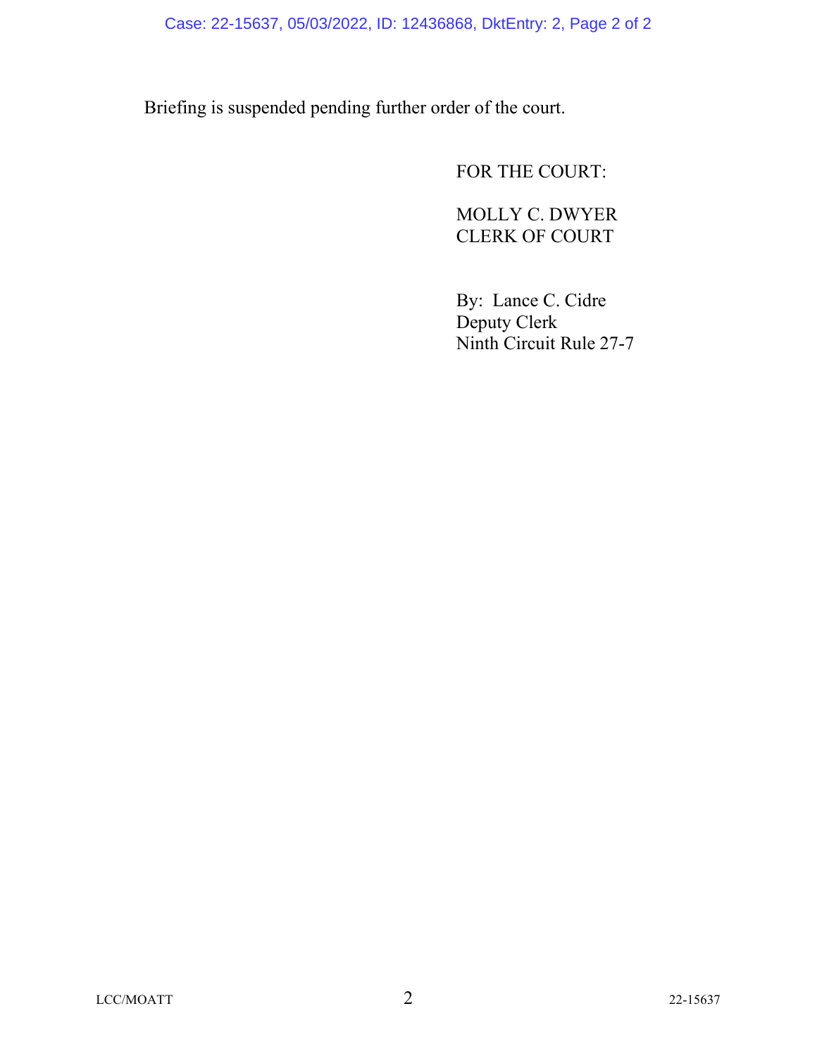Briefing is suspended pending further order of the court.

FOR THE COURT:

MOLLY C. DWYER
CLERK OF COURT

By: Lance C. Cidre
Deputy Clerk
Ninth Circuit Rule 27-7

LCC/MOATT